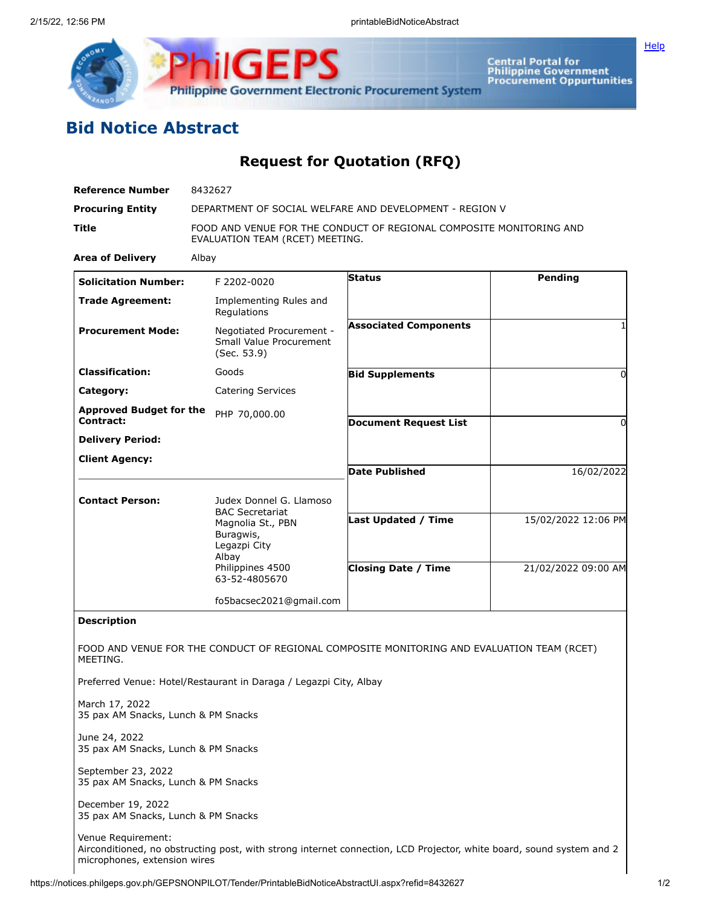# Bid Notice Abstract

## Request for Quotation (RFQ)

| | |
|---|---|
| **Reference Number** | 8432627 |
| **Procuring Entity** | DEPARTMENT OF SOCIAL WELFARE AND DEVELOPMENT - REGION V |
| **Title** | FOOD AND VENUE FOR THE CONDUCT OF REGIONAL COMPOSITE MONITORING AND EVALUATION TEAM (RCET) MEETING. |
| **Area of Delivery** | Albay |

| | | | |
|---|---|---|---|
| **Solicitation Number:** | F 2202-0020 | **Status** | Pending |
| **Trade Agreement:** | Implementing Rules and Regulations | | |
| **Procurement Mode:** | Negotiated Procurement - Small Value Procurement (Sec. 53.9) | **Associated Components** | 1 |
| **Classification:** | Goods | **Bid Supplements** | 0 |
| **Category:** | Catering Services | | |
| **Approved Budget for the Contract:** | PHP 70,000.00 | **Document Request List** | 0 |
| **Delivery Period:** | | | |
| **Client Agency:** | | **Date Published** | 16/02/2022 |
| **Contact Person:** | Judex Donnel G. Llamoso<br>BAC Secretariat<br>Magnolia St., PBN<br>Buragwis,<br>Legazpi City<br>Albay<br>Philippines 4500<br>63-52-4805670<br><br>fo5bacsec2021@gmail.com | **Last Updated / Time** | 15/02/2022 12:06 PM |
| | | **Closing Date / Time** | 21/02/2022 09:00 AM |

**Description**

FOOD AND VENUE FOR THE CONDUCT OF REGIONAL COMPOSITE MONITORING AND EVALUATION TEAM (RCET) MEETING.

Preferred Venue: Hotel/Restaurant in Daraga / Legazpi City, Albay

March 17, 2022
35 pax AM Snacks, Lunch & PM Snacks

June 24, 2022
35 pax AM Snacks, Lunch & PM Snacks

September 23, 2022
35 pax AM Snacks, Lunch & PM Snacks

December 19, 2022
35 pax AM Snacks, Lunch & PM Snacks

Venue Requirement:
Airconditioned, no obstructing post, with strong internet connection, LCD Projector, white board, sound system and 2 microphones, extension wires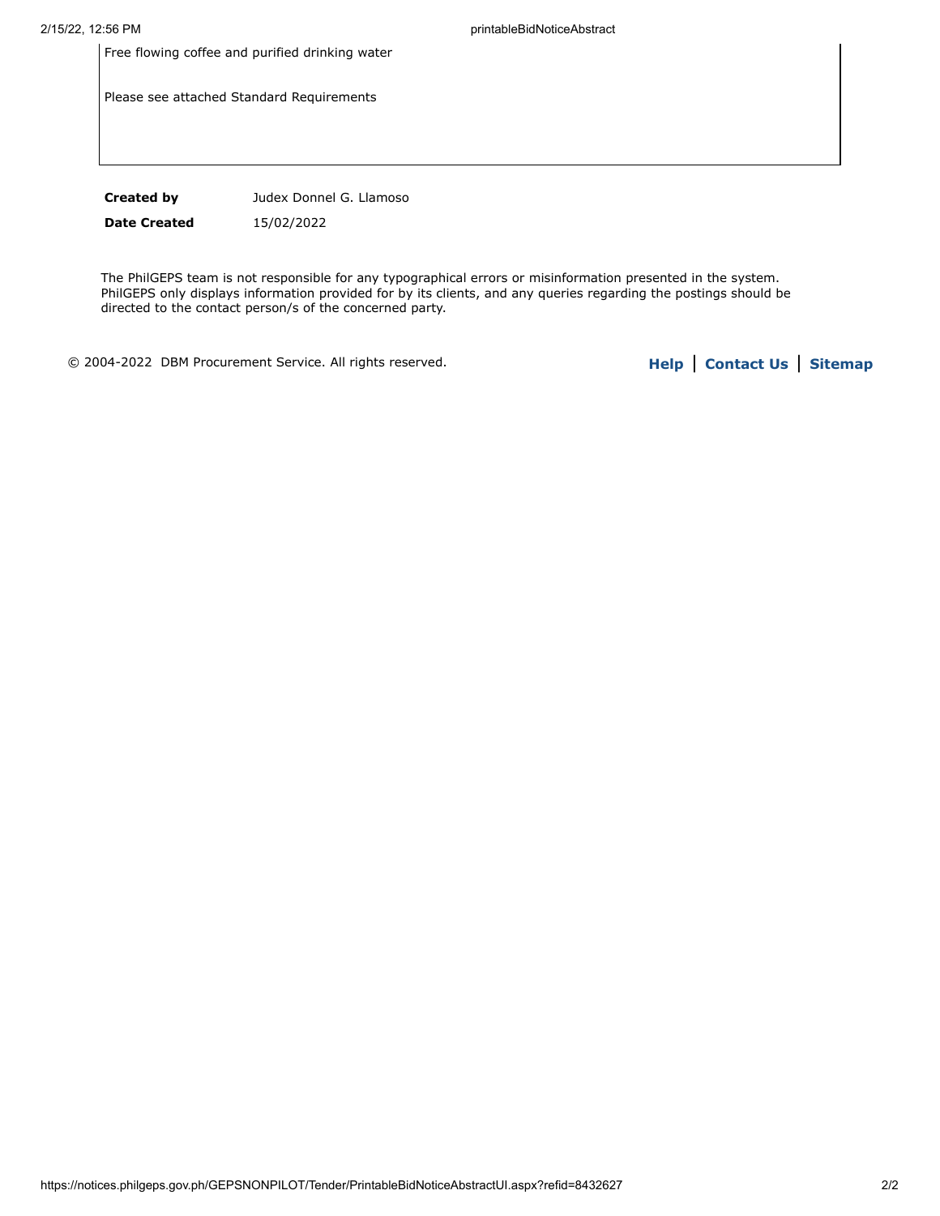Free flowing coffee and purified drinking water

Please see attached Standard Requirements

| | |
|---|---|
| **Created by** | Judex Donnel G. Llamoso |
| **Date Created** | 15/02/2022 |

The PhilGEPS team is not responsible for any typographical errors or misinformation presented in the system. PhilGEPS only displays information provided for by its clients, and any queries regarding the postings should be directed to the contact person/s of the concerned party.

© 2004-2022 DBM Procurement Service. All rights reserved.

**Help** | **Contact Us** | **Sitemap**